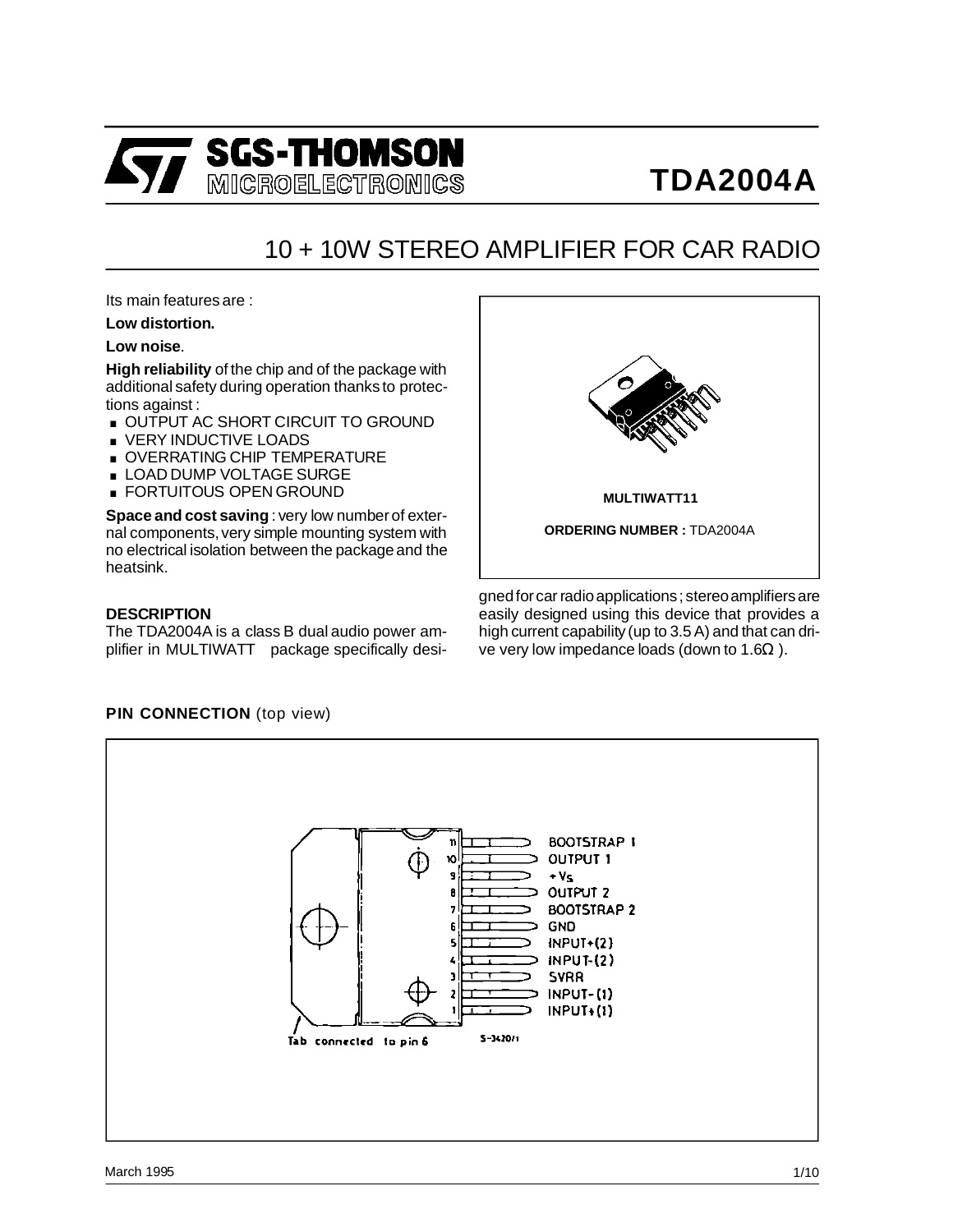# TDA2004A

## 10 + 10W STEREO AMPLIFIER FOR CAR RADIO

Its main features are :

**Low distortion.**

**Low noise**.

**High reliability** of the chip and of the package with additional safety during operation thanks to protections against :

- OUTPUT AC SHORT CIRCUIT TO GROUND
- VERY INDUCTIVE LOADS
- OVERRATING CHIP TEMPERATURE
- LOAD DUMP VOLTAGE SURGE
- FORTUITOUS OPEN GROUND

**Space and cost saving** : very low number of external components, very simple mounting system with no electrical isolation between the package and the heatsink.

**MULTIWATT11**

**ORDERING NUMBER :** TDA2004A

### DESCRIPTION

The TDA2004A is a class B dual audio power amplifier in MULTIWATT package specifically designed for car radio applications ; stereo amplifiers are easily designed using this device that provides a high current capability (up to 3.5 A) and that can drive very low impedance loads (down to 1.6Ω ).

### PIN CONNECTION (top view)

| Pin | Function |
|---|---|
| 11 | BOOTSTRAP 1 |
| 10 | OUTPUT 1 |
| 9 | +Vs |
| 8 | OUTPUT 2 |
| 7 | BOOTSTRAP 2 |
| 6 | GND |
| 5 | INPUT+(2) |
| 4 | INPUT-(2) |
| 3 | SVRR |
| 2 | INPUT-(1) |
| 1 | INPUT+(1) |

Tab connected to pin 6

S-3420/1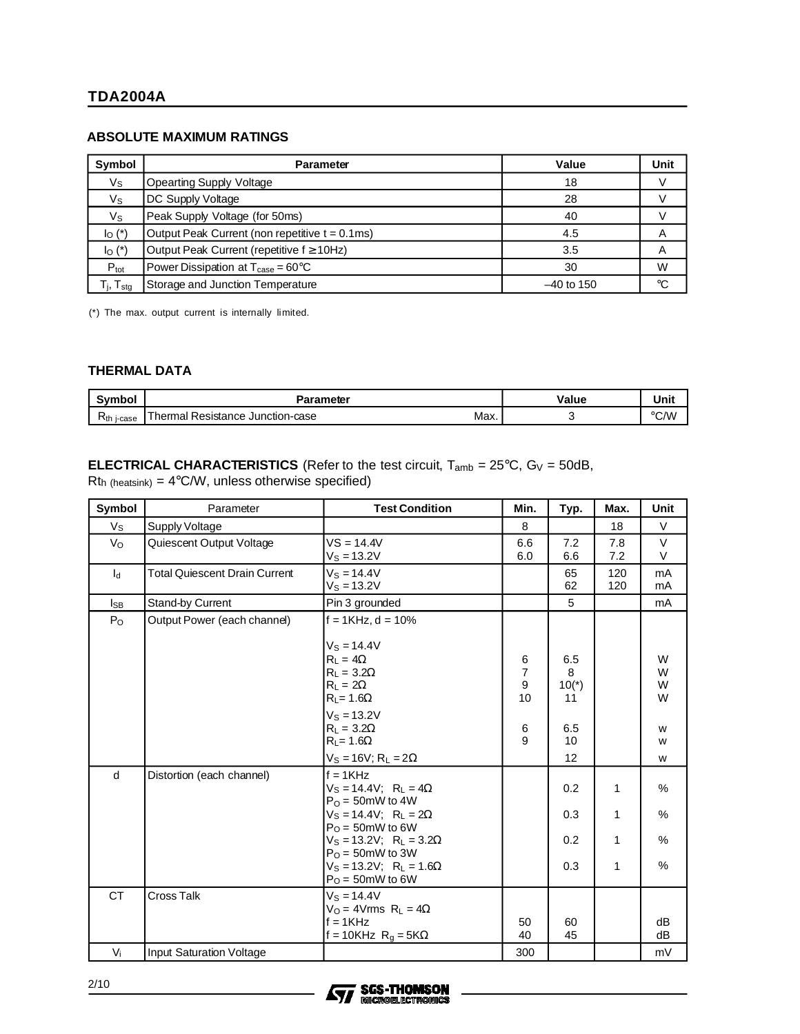## ABSOLUTE MAXIMUM RATINGS

| Symbol | Parameter | Value | Unit |
|---|---|---|---|
| $V_S$ | Opearting Supply Voltage | 18 | V |
| $V_S$ | DC Supply Voltage | 28 | V |
| $V_S$ | Peak Supply Voltage (for 50ms) | 40 | V |
| $I_O$ (*) | Output Peak Current (non repetitive t = 0.1ms) | 4.5 | A |
| $I_O$ (*) | Output Peak Current (repetitive f ≥ 10Hz) | 3.5 | A |
| $P_{tot}$ | Power Dissipation at $T_{case}$ = 60°C | 30 | W |
| $T_j$, $T_{stg}$ | Storage and Junction Temperature | –40 to 150 | °C |

(*) The max. output current is internally limited.

## THERMAL DATA

| Symbol | Parameter | | Value | Unit |
|---|---|---|---|---|
| $R_{th\ j\text{-}case}$ | Thermal Resistance Junction-case | Max. | 3 | °C/W |

## ELECTRICAL CHARACTERISTICS (Refer to the test circuit, $T_{amb}$ = 25°C, $G_V$ = 50dB, $R_{th\ (heatsink)}$ = 4°C/W, unless otherwise specified)

| Symbol | Parameter | Test Condition | Min. | Typ. | Max. | Unit |
|---|---|---|---|---|---|---|
| $V_S$ | Supply Voltage | | 8 | | 18 | V |
| $V_O$ | Quiescent Output Voltage | VS = 14.4V<br>$V_S$ = 13.2V | 6.6<br>6.0 | 7.2<br>6.6 | 7.8<br>7.2 | V<br>V |
| $I_d$ | Total Quiescent Drain Current | $V_S$ = 14.4V<br>$V_S$ = 13.2V | | 65<br>62 | 120<br>120 | mA<br>mA |
| $I_{SB}$ | Stand-by Current | Pin 3 grounded | | 5 | | mA |
| $P_O$ | Output Power (each channel) | f = 1KHz, d = 10%<br><br>$V_S$ = 14.4V<br>$R_L$ = 4Ω<br>$R_L$ = 3.2Ω<br>$R_L$ = 2Ω<br>$R_L$ = 1.6Ω<br>$V_S$ = 13.2V<br>$R_L$ = 3.2Ω<br>$R_L$ = 1.6Ω<br>$V_S$ = 16V; $R_L$ = 2Ω | <br><br><br>6<br>7<br>9<br>10<br><br>6<br>9<br> | <br><br><br>6.5<br>8<br>10(*)<br>11<br><br>6.5<br>10<br>12 | | <br><br><br>W<br>W<br>W<br>W<br><br>w<br>w<br>w |
| d | Distortion (each channel) | f = 1KHz<br>$V_S$ = 14.4V; $R_L$ = 4Ω<br>$P_O$ = 50mW to 4W<br>$V_S$ = 14.4V; $R_L$ = 2Ω<br>$P_O$ = 50mW to 6W<br>$V_S$ = 13.2V; $R_L$ = 3.2Ω<br>$P_O$ = 50mW to 3W<br>$V_S$ = 13.2V; $R_L$ = 1.6Ω<br>$P_O$ = 50mW to 6W | | 0.2<br><br>0.3<br><br>0.2<br><br>0.3 | 1<br><br>1<br><br>1<br><br>1 | %<br><br>%<br><br>%<br><br>% |
| CT | Cross Talk | $V_S$ = 14.4V<br>$V_O$ = 4Vrms $R_L$ = 4Ω<br>f = 1KHz<br>f = 10KHz $R_g$ = 5KΩ | <br><br>50<br>40 | <br><br>60<br>45 | | <br><br>dB<br>dB |
| $V_i$ | Input Saturation Voltage | | 300 | | | mV |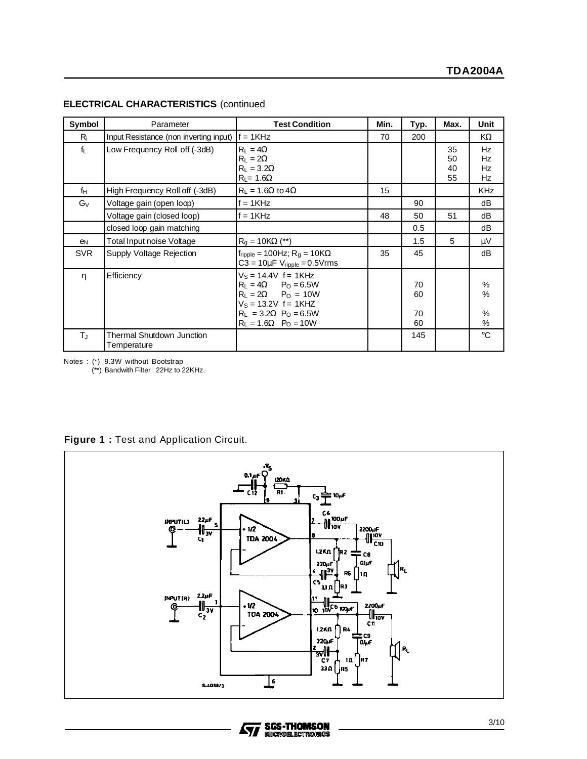## ELECTRICAL CHARACTERISTICS (continued

| Symbol | Parameter | Test Condition | Min. | Typ. | Max. | Unit |
|---|---|---|---|---|---|---|
| $R_i$ | Input Resistance (non inverting input) | f = 1KHz | 70 | 200 | | KΩ |
| $f_L$ | Low Frequency Roll off (-3dB) | $R_L$ = 4Ω<br>$R_L$ = 2Ω<br>$R_L$ = 3.2Ω<br>$R_L$= 1.6Ω | | | 35<br>50<br>40<br>55 | Hz<br>Hz<br>Hz<br>Hz |
| $f_H$ | High Frequency Roll off (-3dB) | $R_L$ = 1.6Ω to 4Ω | 15 | | | KHz |
| $G_V$ | Voltage gain (open loop) | f = 1KHz | | 90 | | dB |
| | Voltage gain (closed loop) | f = 1KHz | 48 | 50 | 51 | dB |
| | closed loop gain matching | | | 0.5 | | dB |
| $e_N$ | Total Input noise Voltage | $R_g$ = 10KΩ (**) | | 1.5 | 5 | µV |
| SVR | Supply Voltage Rejection | $f_{ripple}$ = 100Hz; $R_g$ = 10KΩ<br>C3 = 10µF $V_{ripple}$ = 0.5Vrms | 35 | 45 | | dB |
| η | Efficiency | $V_S$ = 14.4V f = 1KHz<br>$R_L$ = 4Ω $P_O$ = 6.5W<br>$R_L$ = 2Ω $P_O$ = 10W<br>$V_S$ = 13.2V f = 1KHZ<br>$R_L$ = 3.2Ω $P_O$ = 6.5W<br>$R_L$ = 1.6Ω $P_O$ = 10W | | <br>70<br>60<br><br>70<br>60 | | <br>%<br>%<br><br>%<br>% |
| $T_J$ | Thermal Shutdown Junction Temperature | | | 145 | | °C |

Notes : (*) 9.3W without Bootstrap
(**) Bandwith Filter : 22Hz to 22KHz.

**Figure 1 :** Test and Application Circuit.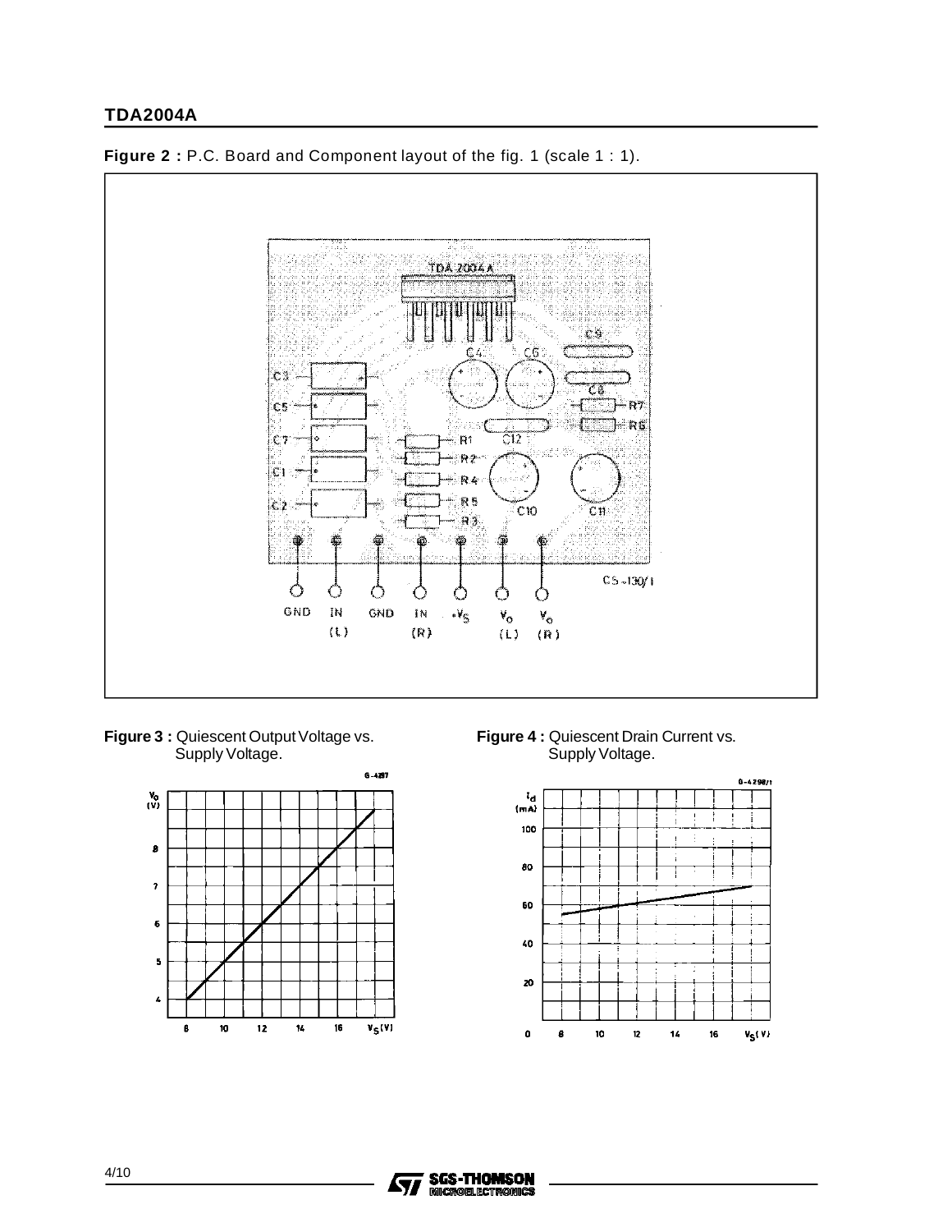**Figure 2 :** P.C. Board and Component layout of the fig. 1 (scale 1 : 1).

**Figure 3 :** Quiescent Output Voltage vs. Supply Voltage.

**Figure 4 :** Quiescent Drain Current vs. Supply Voltage.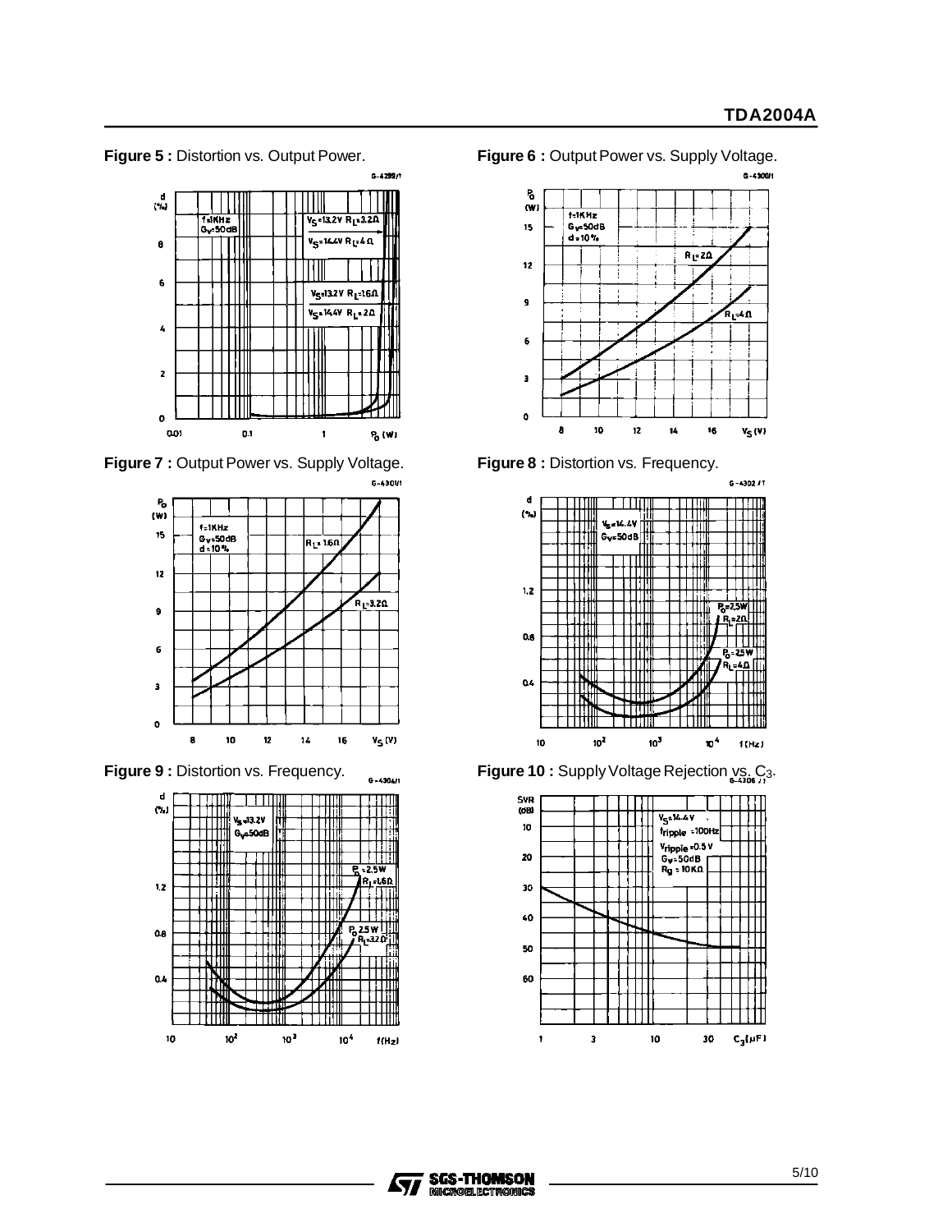**Figure 5 :** Distortion vs. Output Power.

**Figure 6 :** Output Power vs. Supply Voltage.

**Figure 7 :** Output Power vs. Supply Voltage.

**Figure 8 :** Distortion vs. Frequency.

**Figure 9 :** Distortion vs. Frequency.

**Figure 10 :** Supply Voltage Rejection vs. $C_3$.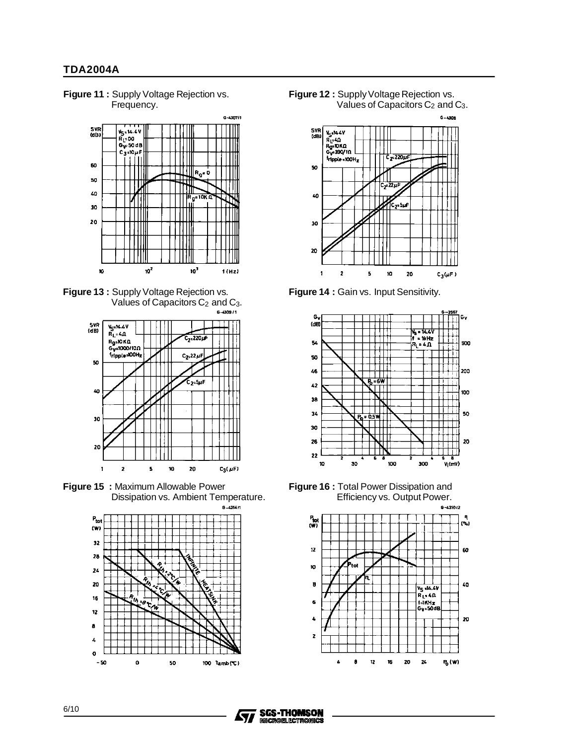**Figure 11 :** Supply Voltage Rejection vs. Frequency.

**Figure 12 :** Supply Voltage Rejection vs. Values of Capacitors $C_2$ and $C_3$.

**Figure 13 :** Supply Voltage Rejection vs. Values of Capacitors $C_2$ and $C_3$.

**Figure 14 :** Gain vs. Input Sensitivity.

**Figure 15 :** Maximum Allowable Power Dissipation vs. Ambient Temperature.

**Figure 16 :** Total Power Dissipation and Efficiency vs. Output Power.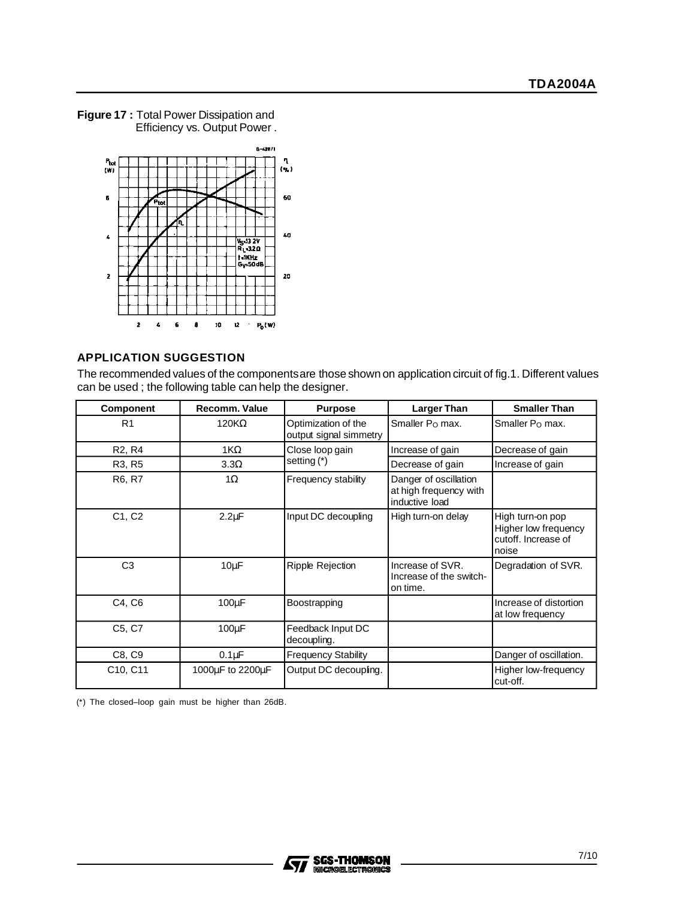**Figure 17 :** Total Power Dissipation and Efficiency vs. Output Power .

## APPLICATION SUGGESTION

The recommended values of the components are those shown on application circuit of fig.1. Different values can be used ; the following table can help the designer.

| Component | Recomm. Value | Purpose | Larger Than | Smaller Than |
|---|---|---|---|---|
| R1 | 120KΩ | Optimization of the output signal simmetry | Smaller $P_O$ max. | Smaller $P_O$ max. |
| R2, R4 | 1KΩ | Close loop gain setting (*) | Increase of gain | Decrease of gain |
| R3, R5 | 3.3Ω | | Decrease of gain | Increase of gain |
| R6, R7 | 1Ω | Frequency stability | Danger of oscillation at high frequency with inductive load | |
| C1, C2 | 2.2µF | Input DC decoupling | High turn-on delay | High turn-on pop Higher low frequency cutoff. Increase of noise |
| C3 | 10µF | Ripple Rejection | Increase of SVR. Increase of the switch-on time. | Degradation of SVR. |
| C4, C6 | 100µF | Boostrapping | | Increase of distortion at low frequency |
| C5, C7 | 100µF | Feedback Input DC decoupling. | | |
| C8, C9 | 0.1µF | Frequency Stability | | Danger of oscillation. |
| C10, C11 | 1000µF to 2200µF | Output DC decoupling. | | Higher low-frequency cut-off. |

(*) The closed–loop gain must be higher than 26dB.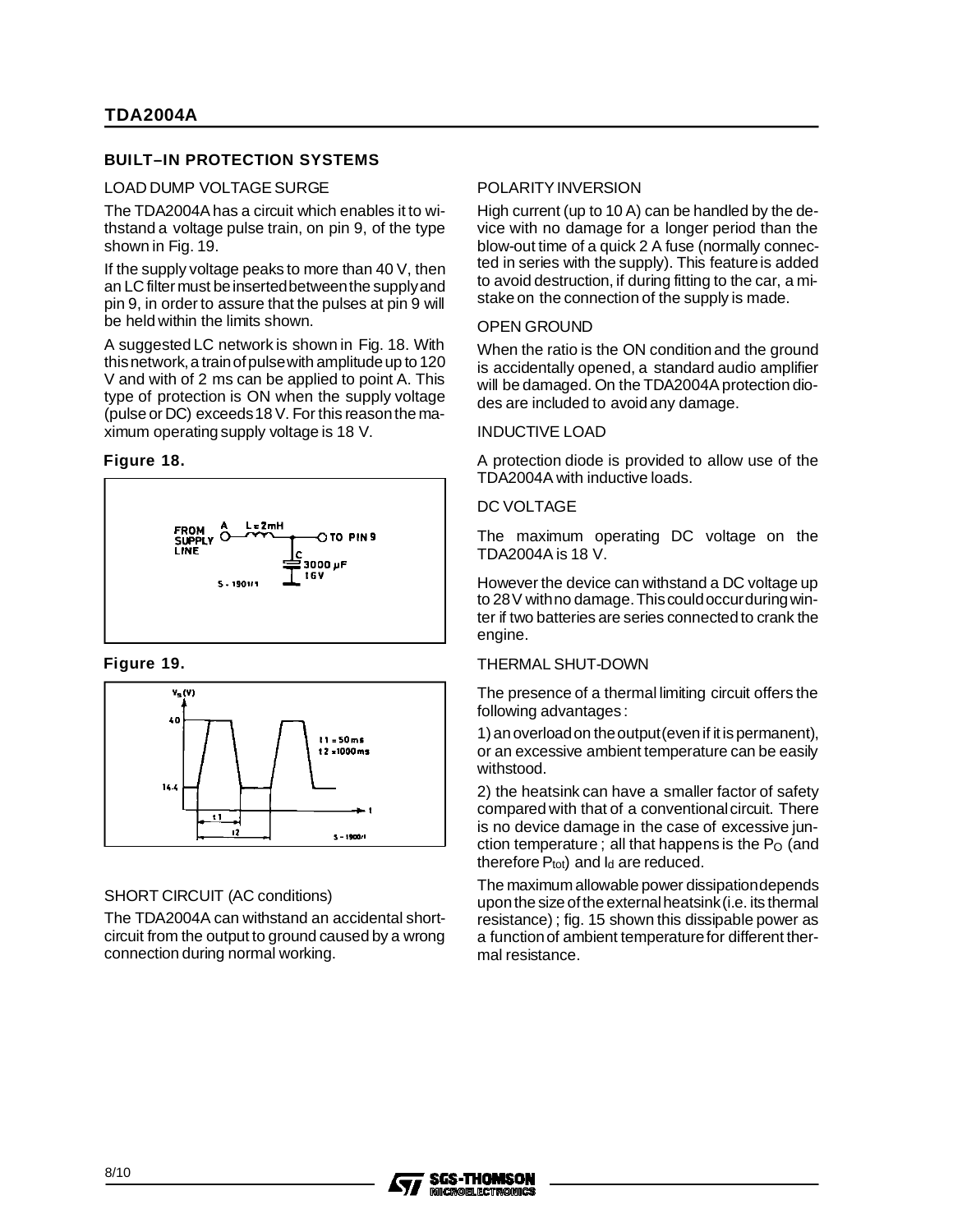## BUILT–IN PROTECTION SYSTEMS

### LOAD DUMP VOLTAGE SURGE

The TDA2004A has a circuit which enables it to withstand a voltage pulse train, on pin 9, of the type shown in Fig. 19.

If the supply voltage peaks to more than 40 V, then an LC filter must be inserted between the supply and pin 9, in order to assure that the pulses at pin 9 will be held within the limits shown.

A suggested LC network is shown in Fig. 18. With this network, a train of pulse with amplitude up to 120 V and with of 2 ms can be applied to point A. This type of protection is ON when the supply voltage (pulse or DC) exceeds 18 V. For this reason the maximum operating supply voltage is 18 V.

**Figure 18.**

**Figure 19.**

### SHORT CIRCUIT (AC conditions)

The TDA2004A can withstand an accidental short-circuit from the output to ground caused by a wrong connection during normal working.

### POLARITY INVERSION

High current (up to 10 A) can be handled by the device with no damage for a longer period than the blow-out time of a quick 2 A fuse (normally connected in series with the supply). This feature is added to avoid destruction, if during fitting to the car, a mistake on the connection of the supply is made.

### OPEN GROUND

When the ratio is the ON condition and the ground is accidentally opened, a standard audio amplifier will be damaged. On the TDA2004A protection diodes are included to avoid any damage.

### INDUCTIVE LOAD

A protection diode is provided to allow use of the TDA2004A with inductive loads.

### DC VOLTAGE

The maximum operating DC voltage on the TDA2004A is 18 V.

However the device can withstand a DC voltage up to 28 V with no damage. This could occur during winter if two batteries are series connected to crank the engine.

### THERMAL SHUT-DOWN

The presence of a thermal limiting circuit offers the following advantages:

1) an overload on the output (even if it is permanent), or an excessive ambient temperature can be easily withstood.

2) the heatsink can have a smaller factor of safety compared with that of a conventional circuit. There is no device damage in the case of excessive junction temperature; all that happens is the $P_O$ (and therefore $P_{tot}$) and $I_d$ are reduced.

The maximum allowable power dissipation depends upon the size of the external heatsink (i.e. its thermal resistance); fig. 15 shown this dissipable power as a function of ambient temperature for different thermal resistance.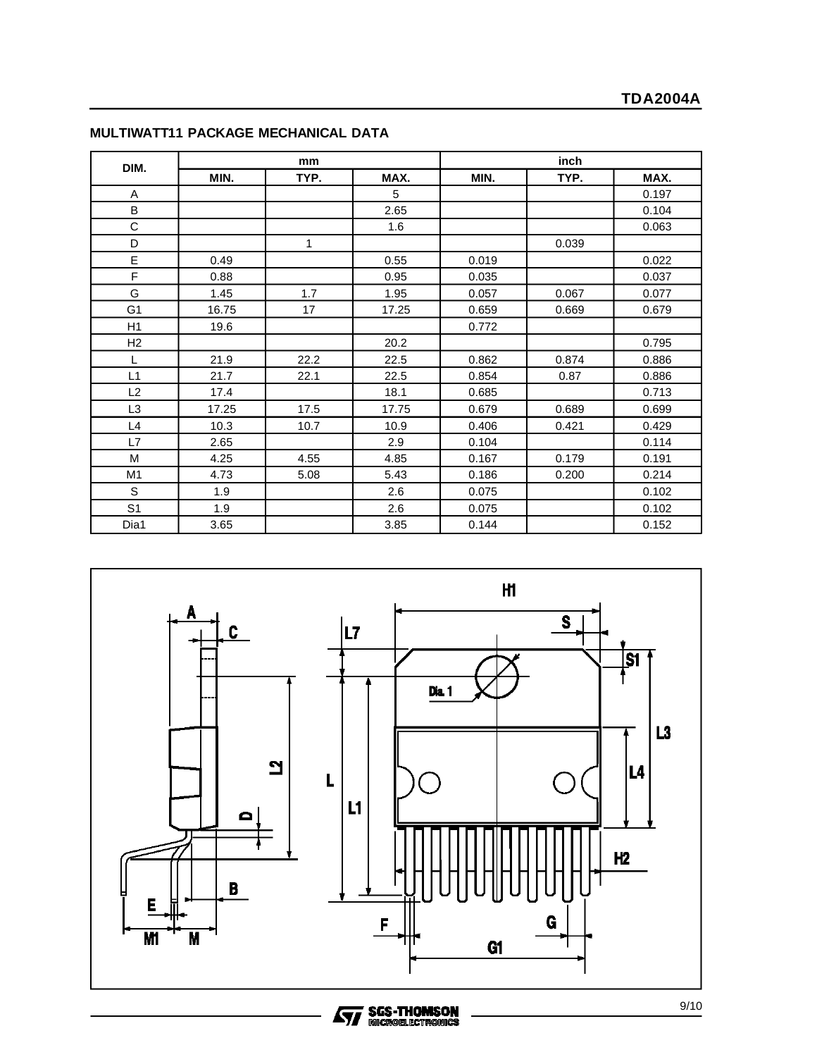## MULTIWATT11 PACKAGE MECHANICAL DATA

| DIM. | mm | | | inch | | |
|---|---|---|---|---|---|---|
| | MIN. | TYP. | MAX. | MIN. | TYP. | MAX. |
| A | | | 5 | | | 0.197 |
| B | | | 2.65 | | | 0.104 |
| C | | | 1.6 | | | 0.063 |
| D | | 1 | | | 0.039 | |
| E | 0.49 | | 0.55 | 0.019 | | 0.022 |
| F | 0.88 | | 0.95 | 0.035 | | 0.037 |
| G | 1.45 | 1.7 | 1.95 | 0.057 | 0.067 | 0.077 |
| G1 | 16.75 | 17 | 17.25 | 0.659 | 0.669 | 0.679 |
| H1 | 19.6 | | | 0.772 | | |
| H2 | | | 20.2 | | | 0.795 |
| L | 21.9 | 22.2 | 22.5 | 0.862 | 0.874 | 0.886 |
| L1 | 21.7 | 22.1 | 22.5 | 0.854 | 0.87 | 0.886 |
| L2 | 17.4 | | 18.1 | 0.685 | | 0.713 |
| L3 | 17.25 | 17.5 | 17.75 | 0.679 | 0.689 | 0.699 |
| L4 | 10.3 | 10.7 | 10.9 | 0.406 | 0.421 | 0.429 |
| L7 | 2.65 | | 2.9 | 0.104 | | 0.114 |
| M | 4.25 | 4.55 | 4.85 | 0.167 | 0.179 | 0.191 |
| M1 | 4.73 | 5.08 | 5.43 | 0.186 | 0.200 | 0.214 |
| S | 1.9 | | 2.6 | 0.075 | | 0.102 |
| S1 | 1.9 | | 2.6 | 0.075 | | 0.102 |
| Dia1 | 3.65 | | 3.85 | 0.144 | | 0.152 |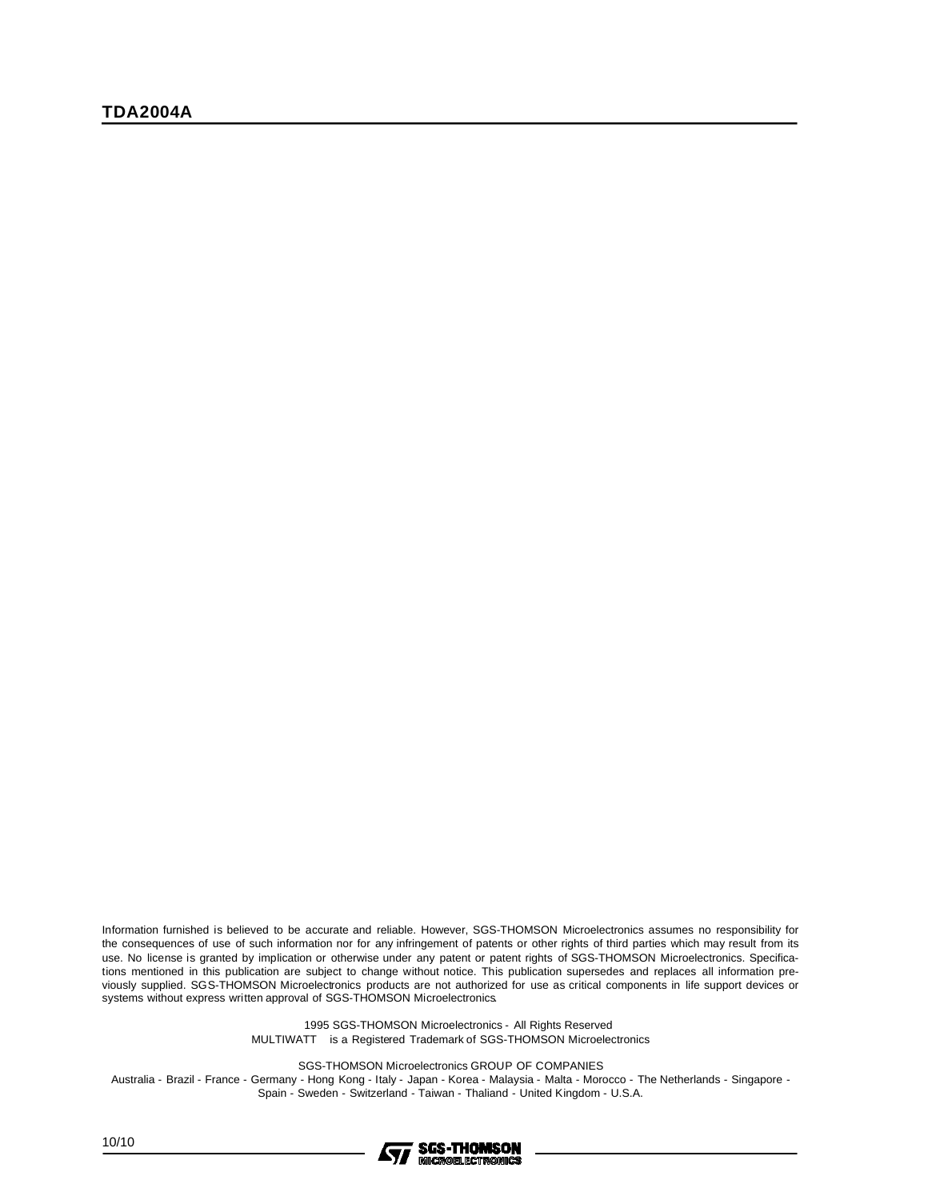Information furnished is believed to be accurate and reliable. However, SGS-THOMSON Microelectronics assumes no responsibility for the consequences of use of such information nor for any infringement of patents or other rights of third parties which may result from its use. No license is granted by implication or otherwise under any patent or patent rights of SGS-THOMSON Microelectronics. Specifications mentioned in this publication are subject to change without notice. This publication supersedes and replaces all information previously supplied. SGS-THOMSON Microelectronics products are not authorized for use as critical components in life support devices or systems without express written approval of SGS-THOMSON Microelectronics.

1995 SGS-THOMSON Microelectronics - All Rights Reserved
MULTIWATT is a Registered Trademark of SGS-THOMSON Microelectronics

SGS-THOMSON Microelectronics GROUP OF COMPANIES
Australia - Brazil - France - Germany - Hong Kong - Italy - Japan - Korea - Malaysia - Malta - Morocco - The Netherlands - Singapore - Spain - Sweden - Switzerland - Taiwan - Thaliand - United Kingdom - U.S.A.